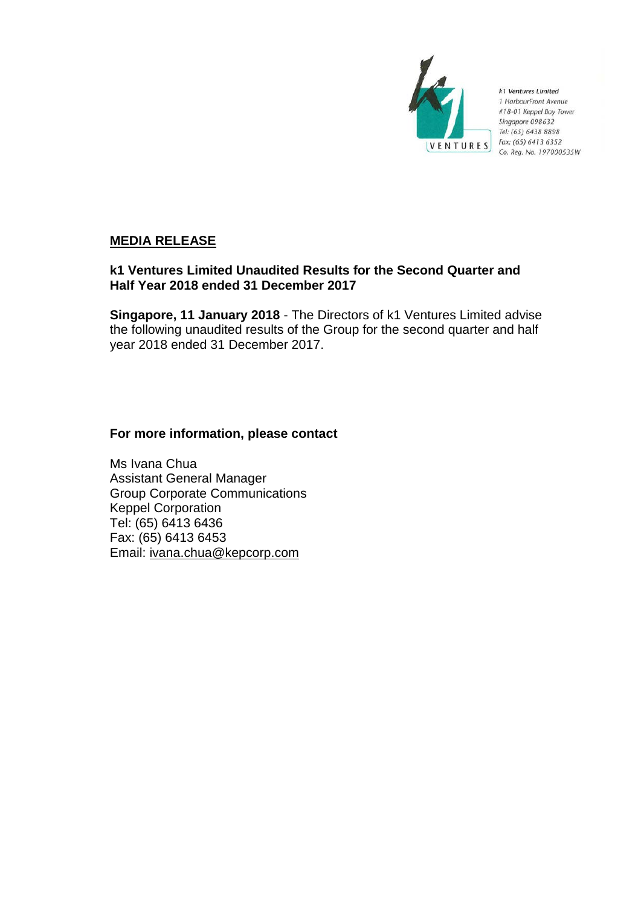k1 Ventures Limited
1 HarbourFront Avenue
#18-01 Keppel Bay Tower
Singapore 098632
Tel: (65) 6438 8898
Fax: (65) 6413 6352
Co. Reg. No. 197000535W

## MEDIA RELEASE

### k1 Ventures Limited Unaudited Results for the Second Quarter and Half Year 2018 ended 31 December 2017

**Singapore, 11 January 2018** - The Directors of k1 Ventures Limited advise the following unaudited results of the Group for the second quarter and half year 2018 ended 31 December 2017.

**For more information, please contact**

Ms Ivana Chua
Assistant General Manager
Group Corporate Communications
Keppel Corporation
Tel: (65) 6413 6436
Fax: (65) 6413 6453
Email: ivana.chua@kepcorp.com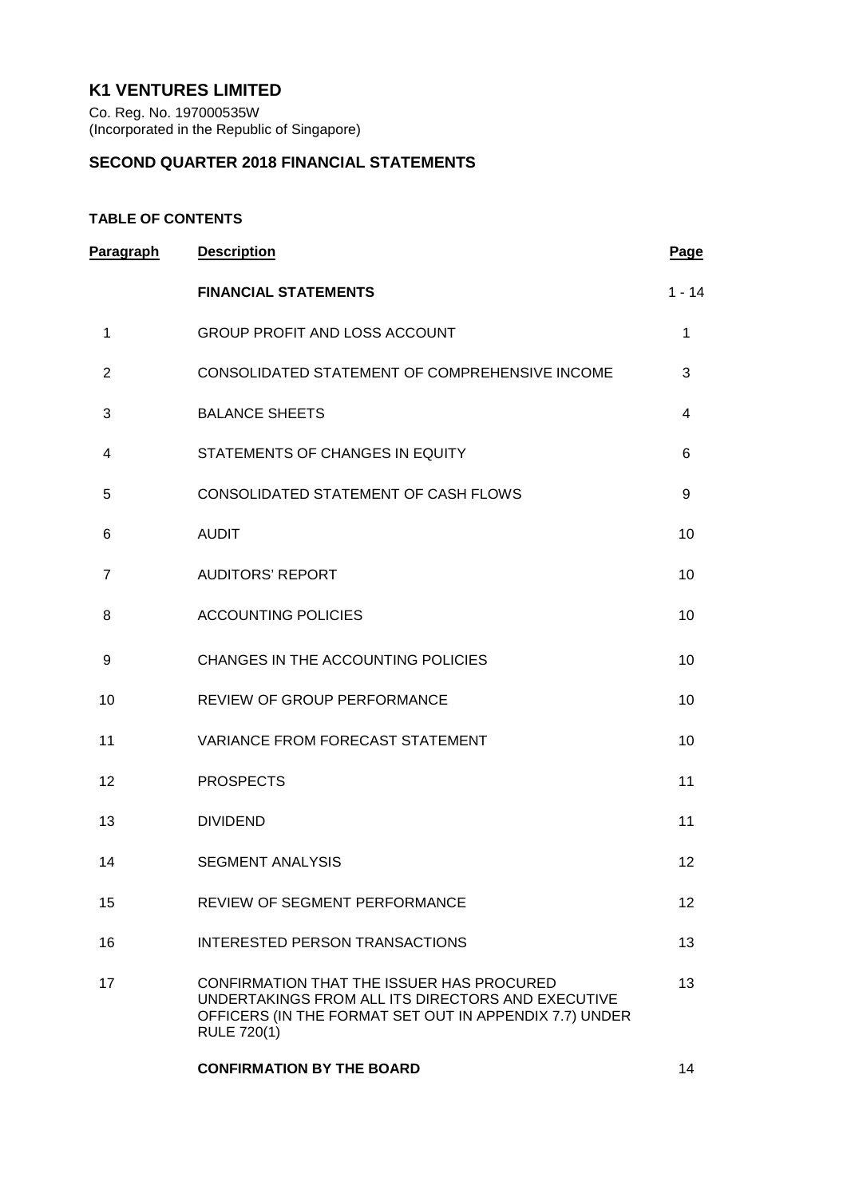# K1 VENTURES LIMITED

Co. Reg. No. 197000535W
(Incorporated in the Republic of Singapore)

## SECOND QUARTER 2018 FINANCIAL STATEMENTS

### TABLE OF CONTENTS

| Paragraph | Description | Page |
|---|---|---|
| | **FINANCIAL STATEMENTS** | 1 - 14 |
| 1 | GROUP PROFIT AND LOSS ACCOUNT | 1 |
| 2 | CONSOLIDATED STATEMENT OF COMPREHENSIVE INCOME | 3 |
| 3 | BALANCE SHEETS | 4 |
| 4 | STATEMENTS OF CHANGES IN EQUITY | 6 |
| 5 | CONSOLIDATED STATEMENT OF CASH FLOWS | 9 |
| 6 | AUDIT | 10 |
| 7 | AUDITORS' REPORT | 10 |
| 8 | ACCOUNTING POLICIES | 10 |
| 9 | CHANGES IN THE ACCOUNTING POLICIES | 10 |
| 10 | REVIEW OF GROUP PERFORMANCE | 10 |
| 11 | VARIANCE FROM FORECAST STATEMENT | 10 |
| 12 | PROSPECTS | 11 |
| 13 | DIVIDEND | 11 |
| 14 | SEGMENT ANALYSIS | 12 |
| 15 | REVIEW OF SEGMENT PERFORMANCE | 12 |
| 16 | INTERESTED PERSON TRANSACTIONS | 13 |
| 17 | CONFIRMATION THAT THE ISSUER HAS PROCURED UNDERTAKINGS FROM ALL ITS DIRECTORS AND EXECUTIVE OFFICERS (IN THE FORMAT SET OUT IN APPENDIX 7.7) UNDER RULE 720(1) | 13 |
| | **CONFIRMATION BY THE BOARD** | 14 |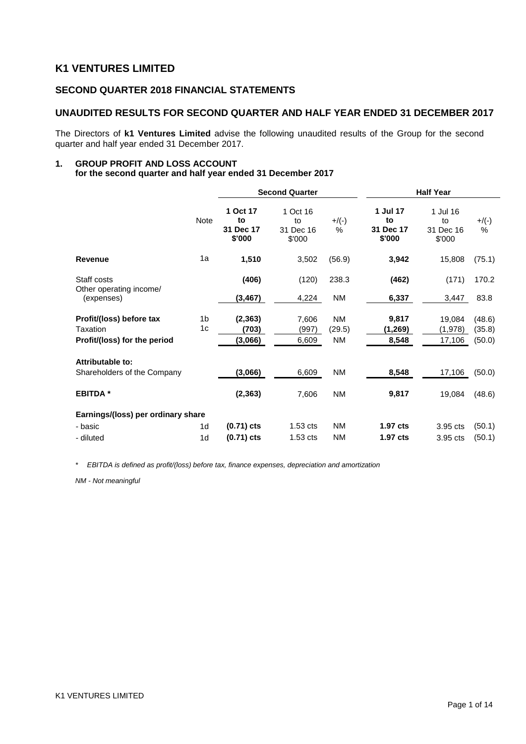# K1 VENTURES LIMITED

## SECOND QUARTER 2018 FINANCIAL STATEMENTS

## UNAUDITED RESULTS FOR SECOND QUARTER AND HALF YEAR ENDED 31 DECEMBER 2017

The Directors of **k1 Ventures Limited** advise the following unaudited results of the Group for the second quarter and half year ended 31 December 2017.

### 1. GROUP PROFIT AND LOSS ACCOUNT
**for the second quarter and half year ended 31 December 2017**

| | Note | **Second Quarter** | | | **Half Year** | | |
|---|---|---|---|---|---|---|---|
| | | **1 Oct 17 to 31 Dec 17 $'000** | 1 Oct 16 to 31 Dec 16 $'000 | +/(-) % | **1 Jul 17 to 31 Dec 17 $'000** | 1 Jul 16 to 31 Dec 16 $'000 | +/(-) % |
| **Revenue** | 1a | **1,510** | 3,502 | (56.9) | **3,942** | 15,808 | (75.1) |
| Staff costs | | **(406)** | (120) | 238.3 | **(462)** | (171) | 170.2 |
| Other operating income/ (expenses) | | **(3,467)** | 4,224 | NM | **6,337** | 3,447 | 83.8 |
| **Profit/(loss) before tax** | 1b | **(2,363)** | 7,606 | NM | **9,817** | 19,084 | (48.6) |
| Taxation | 1c | **(703)** | (997) | (29.5) | **(1,269)** | (1,978) | (35.8) |
| **Profit/(loss) for the period** | | **(3,066)** | 6,609 | NM | **8,548** | 17,106 | (50.0) |
| **Attributable to:** | | | | | | | |
| Shareholders of the Company | | **(3,066)** | 6,609 | NM | **8,548** | 17,106 | (50.0) |
| **EBITDA \*** | | **(2,363)** | 7,606 | NM | **9,817** | 19,084 | (48.6) |
| **Earnings/(loss) per ordinary share** | | | | | | | |
| - basic | 1d | **(0.71) cts** | 1.53 cts | NM | **1.97 cts** | 3.95 cts | (50.1) |
| - diluted | 1d | **(0.71) cts** | 1.53 cts | NM | **1.97 cts** | 3.95 cts | (50.1) |

\* *EBITDA is defined as profit/(loss) before tax, finance expenses, depreciation and amortization*

*NM - Not meaningful*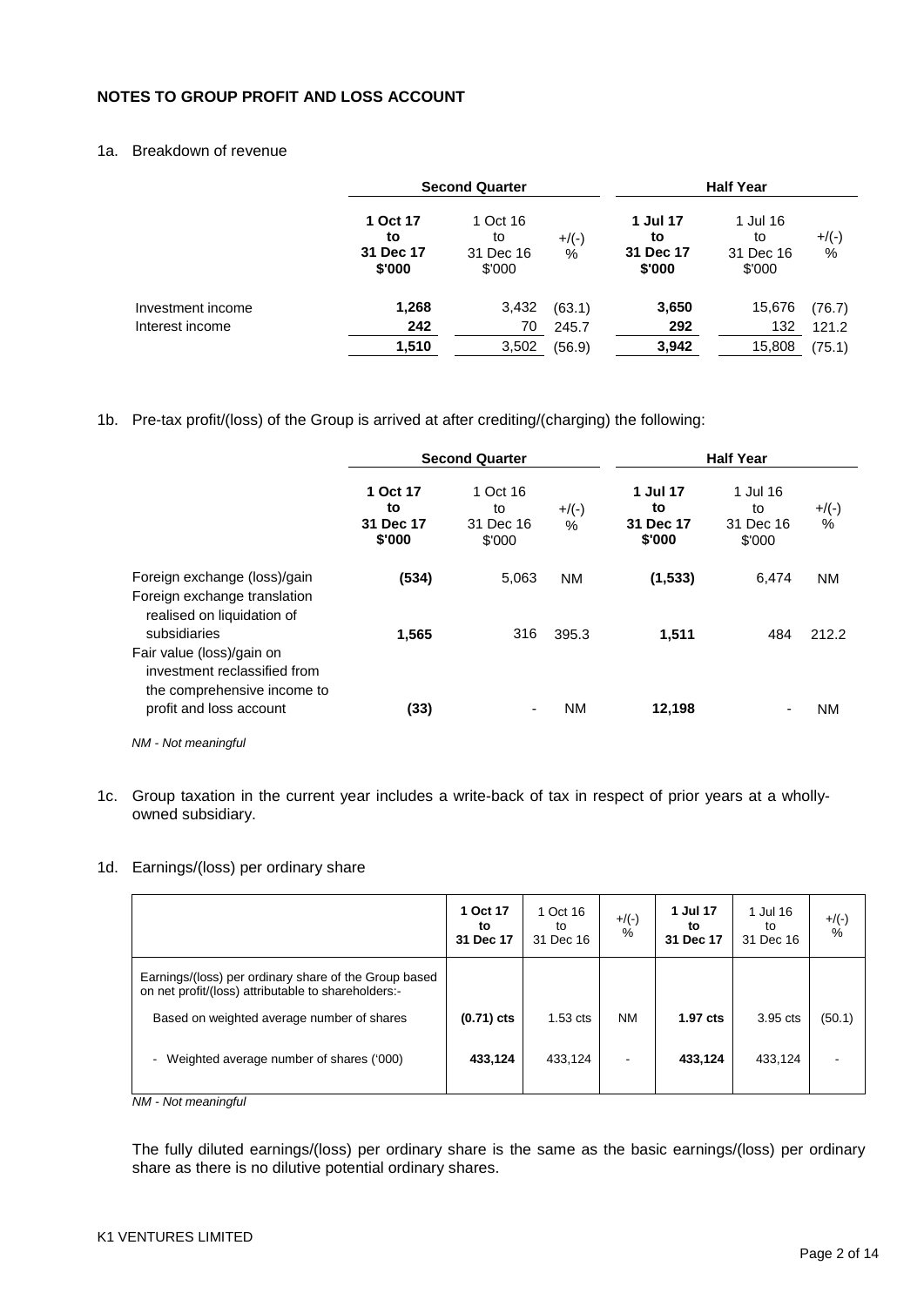## NOTES TO GROUP PROFIT AND LOSS ACCOUNT

### 1a. Breakdown of revenue

| | Second Quarter | | | Half Year | | |
|---|---|---|---|---|---|---|
| | **1 Oct 17 to 31 Dec 17 $'000** | 1 Oct 16 to 31 Dec 16 $'000 | +/(-) % | **1 Jul 17 to 31 Dec 17 $'000** | 1 Jul 16 to 31 Dec 16 $'000 | +/(-) % |
| Investment income | **1,268** | 3,432 | (63.1) | **3,650** | 15,676 | (76.7) |
| Interest income | **242** | 70 | 245.7 | **292** | 132 | 121.2 |
| | **1,510** | 3,502 | (56.9) | **3,942** | 15,808 | (75.1) |

### 1b. Pre-tax profit/(loss) of the Group is arrived at after crediting/(charging) the following:

| | Second Quarter | | | Half Year | | |
|---|---|---|---|---|---|---|
| | **1 Oct 17 to 31 Dec 17 $'000** | 1 Oct 16 to 31 Dec 16 $'000 | +/(-) % | **1 Jul 17 to 31 Dec 17 $'000** | 1 Jul 16 to 31 Dec 16 $'000 | +/(-) % |
| Foreign exchange (loss)/gain | **(534)** | 5,063 | NM | **(1,533)** | 6,474 | NM |
| Foreign exchange translation realised on liquidation of subsidiaries | **1,565** | 316 | 395.3 | **1,511** | 484 | 212.2 |
| Fair value (loss)/gain on investment reclassified from the comprehensive income to profit and loss account | **(33)** | - | NM | **12,198** | - | NM |

*NM - Not meaningful*

### 1c. Group taxation in the current year includes a write-back of tax in respect of prior years at a wholly-owned subsidiary.

### 1d. Earnings/(loss) per ordinary share

| | **1 Oct 17 to 31 Dec 17** | 1 Oct 16 to 31 Dec 16 | +/(-) % | **1 Jul 17 to 31 Dec 17** | 1 Jul 16 to 31 Dec 16 | +/(-) % |
|---|---|---|---|---|---|---|
| Earnings/(loss) per ordinary share of the Group based on net profit/(loss) attributable to shareholders:- | | | | | | |
| Based on weighted average number of shares | **(0.71) cts** | 1.53 cts | NM | **1.97 cts** | 3.95 cts | (50.1) |
| - Weighted average number of shares ('000) | **433,124** | 433,124 | - | **433,124** | 433,124 | - |

*NM - Not meaningful*

The fully diluted earnings/(loss) per ordinary share is the same as the basic earnings/(loss) per ordinary share as there is no dilutive potential ordinary shares.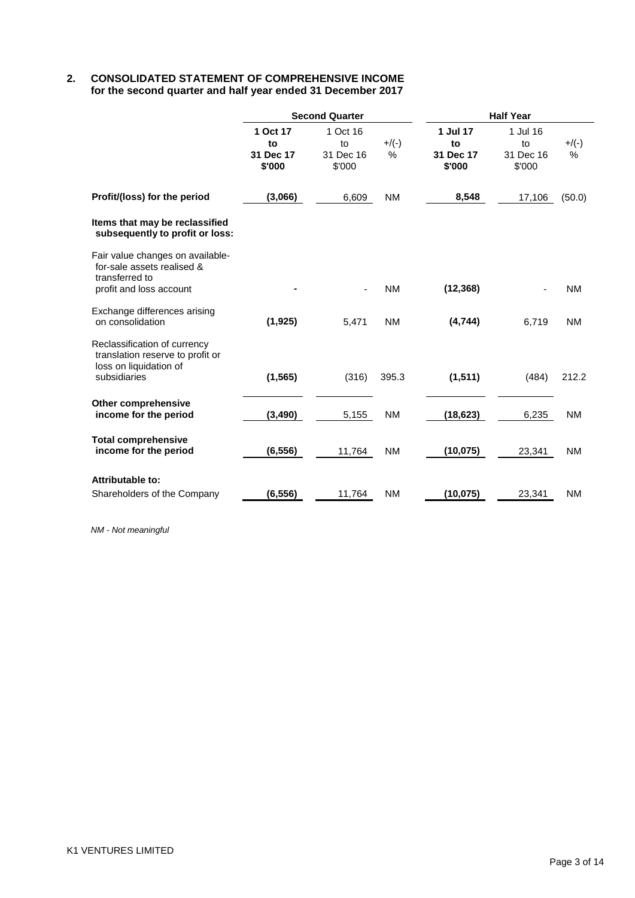## 2. CONSOLIDATED STATEMENT OF COMPREHENSIVE INCOME
**for the second quarter and half year ended 31 December 2017**

| | Second Quarter | | | Half Year | | |
|---|---|---|---|---|---|---|
| | **1 Oct 17 to 31 Dec 17 $'000** | 1 Oct 16 to 31 Dec 16 $'000 | +/(-) % | **1 Jul 17 to 31 Dec 17 $'000** | 1 Jul 16 to 31 Dec 16 $'000 | +/(-) % |
| **Profit/(loss) for the period** | **(3,066)** | 6,609 | NM | **8,548** | 17,106 | (50.0) |
| **Items that may be reclassified subsequently to profit or loss:** | | | | | | |
| Fair value changes on available-for-sale assets realised & transferred to profit and loss account | **-** | - | NM | **(12,368)** | - | NM |
| Exchange differences arising on consolidation | **(1,925)** | 5,471 | NM | **(4,744)** | 6,719 | NM |
| Reclassification of currency translation reserve to profit or loss on liquidation of subsidiaries | **(1,565)** | (316) | 395.3 | **(1,511)** | (484) | 212.2 |
| **Other comprehensive income for the period** | **(3,490)** | 5,155 | NM | **(18,623)** | 6,235 | NM |
| **Total comprehensive income for the period** | **(6,556)** | 11,764 | NM | **(10,075)** | 23,341 | NM |
| **Attributable to:** | | | | | | |
| Shareholders of the Company | **(6,556)** | 11,764 | NM | **(10,075)** | 23,341 | NM |

*NM - Not meaningful*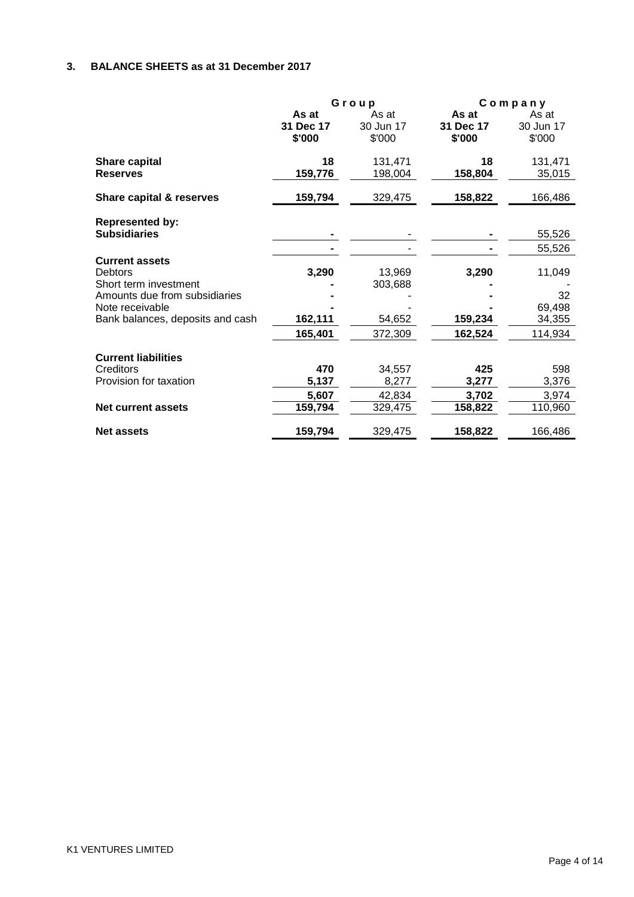## 3. BALANCE SHEETS as at 31 December 2017

| | Group | | Company | |
|---|---|---|---|---|
| | **As at 31 Dec 17 $'000** | As at 30 Jun 17 $'000 | **As at 31 Dec 17 $'000** | As at 30 Jun 17 $'000 |
| **Share capital** | **18** | 131,471 | **18** | 131,471 |
| **Reserves** | **159,776** | 198,004 | **158,804** | 35,015 |
| **Share capital & reserves** | **159,794** | 329,475 | **158,822** | 166,486 |
| **Represented by:** | | | | |
| **Subsidiaries** | **-** | - | **-** | 55,526 |
| | **-** | - | **-** | 55,526 |
| **Current assets** | | | | |
| Debtors | **3,290** | 13,969 | **3,290** | 11,049 |
| Short term investment | **-** | 303,688 | **-** | - |
| Amounts due from subsidiaries | **-** | - | **-** | 32 |
| Note receivable | **-** | - | **-** | 69,498 |
| Bank balances, deposits and cash | **162,111** | 54,652 | **159,234** | 34,355 |
| | **165,401** | 372,309 | **162,524** | 114,934 |
| **Current liabilities** | | | | |
| Creditors | **470** | 34,557 | **425** | 598 |
| Provision for taxation | **5,137** | 8,277 | **3,277** | 3,376 |
| | **5,607** | 42,834 | **3,702** | 3,974 |
| **Net current assets** | **159,794** | 329,475 | **158,822** | 110,960 |
| **Net assets** | **159,794** | 329,475 | **158,822** | 166,486 |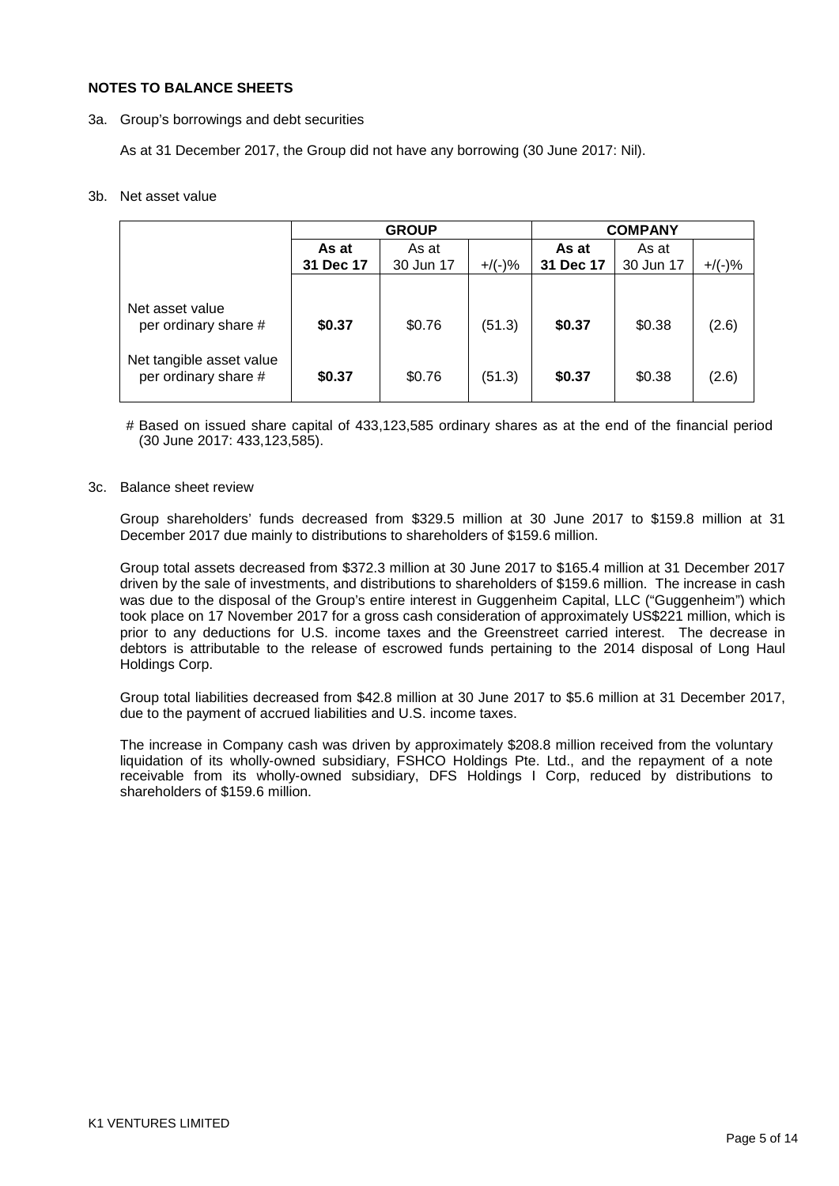**NOTES TO BALANCE SHEETS**

3a. Group's borrowings and debt securities

As at 31 December 2017, the Group did not have any borrowing (30 June 2017: Nil).

3b. Net asset value

| | **GROUP** | | | **COMPANY** | | |
|---|---|---|---|---|---|---|
| | **As at 31 Dec 17** | As at 30 Jun 17 | +/(-)% | **As at 31 Dec 17** | As at 30 Jun 17 | +/(-)% |
| Net asset value per ordinary share # | **$0.37** | $0.76 | (51.3) | **$0.37** | $0.38 | (2.6) |
| Net tangible asset value per ordinary share # | **$0.37** | $0.76 | (51.3) | **$0.37** | $0.38 | (2.6) |

# Based on issued share capital of 433,123,585 ordinary shares as at the end of the financial period (30 June 2017: 433,123,585).

3c. Balance sheet review

Group shareholders' funds decreased from $329.5 million at 30 June 2017 to $159.8 million at 31 December 2017 due mainly to distributions to shareholders of $159.6 million.

Group total assets decreased from $372.3 million at 30 June 2017 to $165.4 million at 31 December 2017 driven by the sale of investments, and distributions to shareholders of $159.6 million. The increase in cash was due to the disposal of the Group's entire interest in Guggenheim Capital, LLC ("Guggenheim") which took place on 17 November 2017 for a gross cash consideration of approximately US$221 million, which is prior to any deductions for U.S. income taxes and the Greenstreet carried interest. The decrease in debtors is attributable to the release of escrowed funds pertaining to the 2014 disposal of Long Haul Holdings Corp.

Group total liabilities decreased from $42.8 million at 30 June 2017 to $5.6 million at 31 December 2017, due to the payment of accrued liabilities and U.S. income taxes.

The increase in Company cash was driven by approximately $208.8 million received from the voluntary liquidation of its wholly-owned subsidiary, FSHCO Holdings Pte. Ltd., and the repayment of a note receivable from its wholly-owned subsidiary, DFS Holdings I Corp, reduced by distributions to shareholders of $159.6 million.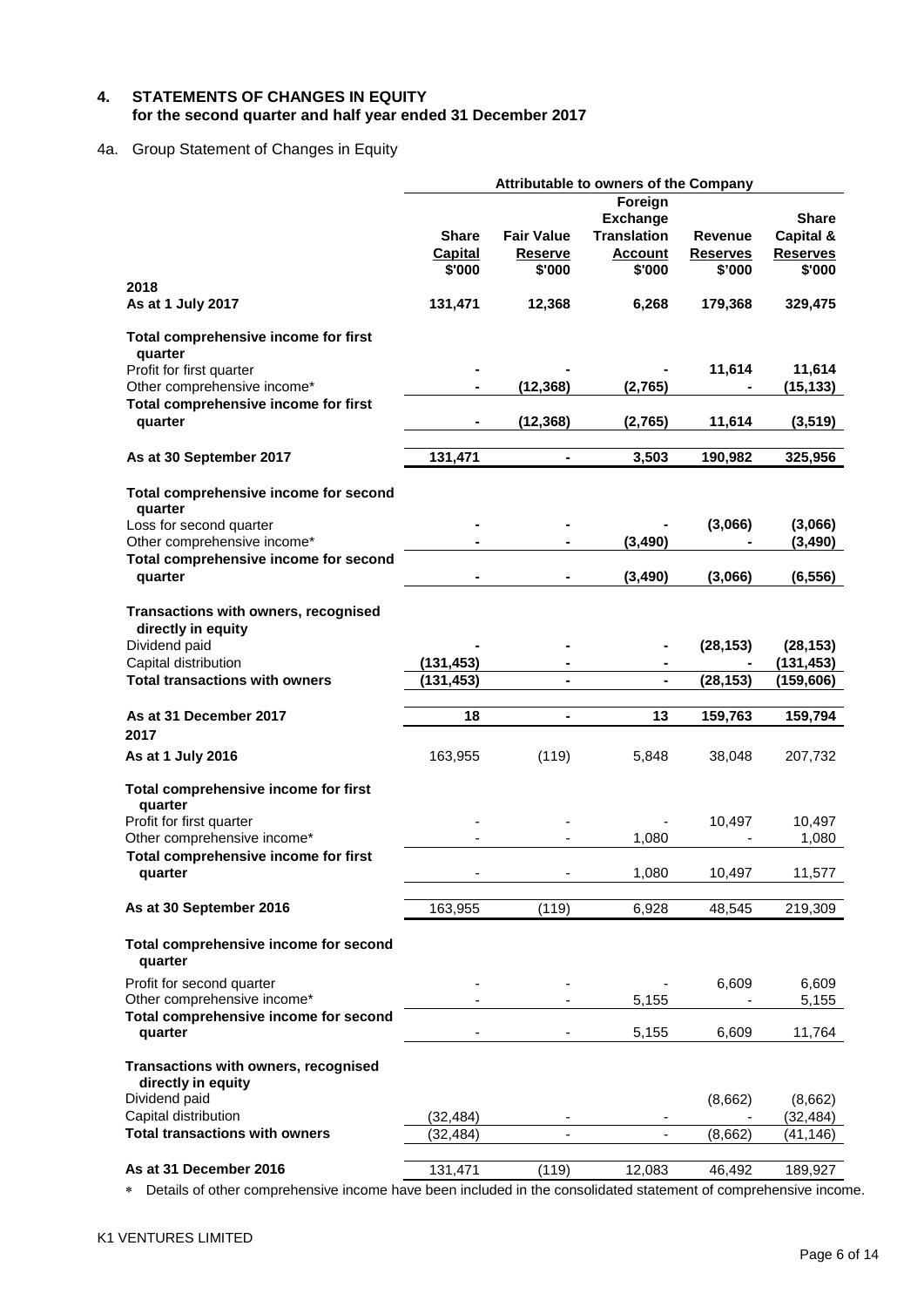## 4. STATEMENTS OF CHANGES IN EQUITY
### for the second quarter and half year ended 31 December 2017

4a. Group Statement of Changes in Equity

| | Attributable to owners of the Company | | | | |
|---|---|---|---|---|---|
| | **Share Capital** $'000 | **Fair Value Reserve** $'000 | **Foreign Exchange Translation Account** $'000 | **Revenue Reserves** $'000 | **Share Capital & Reserves** $'000 |
| **2018** | | | | | |
| **As at 1 July 2017** | **131,471** | **12,368** | **6,268** | **179,368** | **329,475** |
| **Total comprehensive income for first quarter** | | | | | |
| Profit for first quarter | **-** | **-** | **-** | **11,614** | **11,614** |
| Other comprehensive income* | **-** | **(12,368)** | **(2,765)** | **-** | **(15,133)** |
| **Total comprehensive income for first quarter** | **-** | **(12,368)** | **(2,765)** | **11,614** | **(3,519)** |
| **As at 30 September 2017** | **131,471** | **-** | **3,503** | **190,982** | **325,956** |
| **Total comprehensive income for second quarter** | | | | | |
| Loss for second quarter | **-** | **-** | **-** | **(3,066)** | **(3,066)** |
| Other comprehensive income* | **-** | **-** | **(3,490)** | **-** | **(3,490)** |
| **Total comprehensive income for second quarter** | **-** | **-** | **(3,490)** | **(3,066)** | **(6,556)** |
| **Transactions with owners, recognised directly in equity** | | | | | |
| Dividend paid | **-** | **-** | **-** | **(28,153)** | **(28,153)** |
| Capital distribution | **(131,453)** | **-** | **-** | **-** | **(131,453)** |
| **Total transactions with owners** | **(131,453)** | **-** | **-** | **(28,153)** | **(159,606)** |
| **As at 31 December 2017** | **18** | **-** | **13** | **159,763** | **159,794** |
| **2017** | | | | | |
| **As at 1 July 2016** | 163,955 | (119) | 5,848 | 38,048 | 207,732 |
| **Total comprehensive income for first quarter** | | | | | |
| Profit for first quarter | - | - | - | 10,497 | 10,497 |
| Other comprehensive income* | - | - | 1,080 | - | 1,080 |
| **Total comprehensive income for first quarter** | - | - | 1,080 | 10,497 | 11,577 |
| **As at 30 September 2016** | 163,955 | (119) | 6,928 | 48,545 | 219,309 |
| **Total comprehensive income for second quarter** | | | | | |
| Profit for second quarter | - | - | - | 6,609 | 6,609 |
| Other comprehensive income* | - | - | 5,155 | - | 5,155 |
| **Total comprehensive income for second quarter** | - | - | 5,155 | 6,609 | 11,764 |
| **Transactions with owners, recognised directly in equity** | | | | | |
| Dividend paid | | | | (8,662) | (8,662) |
| Capital distribution | (32,484) | - | - | - | (32,484) |
| **Total transactions with owners** | (32,484) | - | - | (8,662) | (41,146) |
| **As at 31 December 2016** | 131,471 | (119) | 12,083 | 46,492 | 189,927 |

* Details of other comprehensive income have been included in the consolidated statement of comprehensive income.

K1 VENTURES LIMITED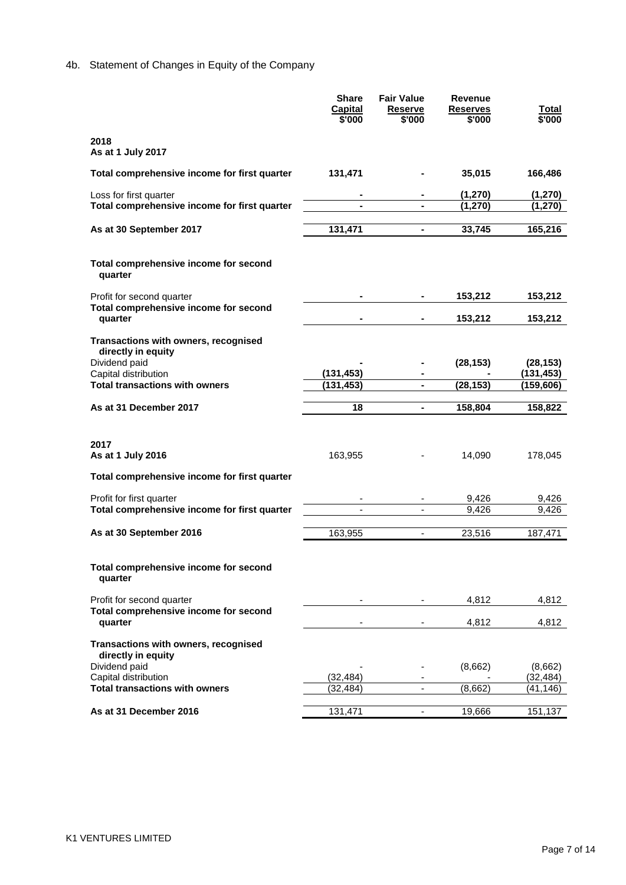4b. Statement of Changes in Equity of the Company

| | Share Capital $'000 | Fair Value Reserve $'000 | Revenue Reserves $'000 | Total $'000 |
|---|---|---|---|---|
| **2018** | | | | |
| **As at 1 July 2017** | | | | |
| **Total comprehensive income for first quarter** | **131,471** | **-** | **35,015** | **166,486** |
| Loss for first quarter | **-** | **-** | **(1,270)** | **(1,270)** |
| **Total comprehensive income for first quarter** | **-** | **-** | **(1,270)** | **(1,270)** |
| **As at 30 September 2017** | **131,471** | **-** | **33,745** | **165,216** |
| **Total comprehensive income for second quarter** | | | | |
| Profit for second quarter | **-** | **-** | **153,212** | **153,212** |
| **Total comprehensive income for second quarter** | **-** | **-** | **153,212** | **153,212** |
| **Transactions with owners, recognised directly in equity** | | | | |
| Dividend paid | **-** | **-** | **(28,153)** | **(28,153)** |
| Capital distribution | **(131,453)** | **-** | **-** | **(131,453)** |
| **Total transactions with owners** | **(131,453)** | **-** | **(28,153)** | **(159,606)** |
| **As at 31 December 2017** | **18** | **-** | **158,804** | **158,822** |
| **2017** | | | | |
| **As at 1 July 2016** | 163,955 | - | 14,090 | 178,045 |
| **Total comprehensive income for first quarter** | | | | |
| Profit for first quarter | - | - | 9,426 | 9,426 |
| **Total comprehensive income for first quarter** | - | - | 9,426 | 9,426 |
| **As at 30 September 2016** | 163,955 | - | 23,516 | 187,471 |
| **Total comprehensive income for second quarter** | | | | |
| Profit for second quarter | - | - | 4,812 | 4,812 |
| **Total comprehensive income for second quarter** | - | - | 4,812 | 4,812 |
| **Transactions with owners, recognised directly in equity** | | | | |
| Dividend paid | - | - | (8,662) | (8,662) |
| Capital distribution | (32,484) | - | - | (32,484) |
| **Total transactions with owners** | (32,484) | - | (8,662) | (41,146) |
| **As at 31 December 2016** | 131,471 | - | 19,666 | 151,137 |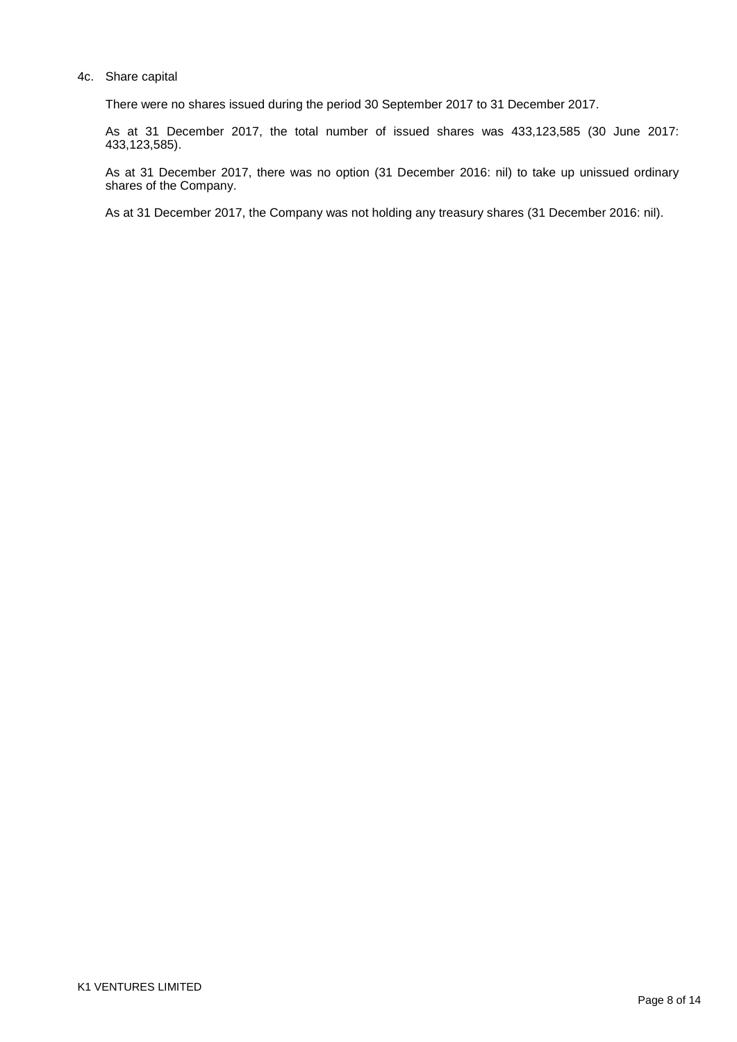4c. Share capital

There were no shares issued during the period 30 September 2017 to 31 December 2017.

As at 31 December 2017, the total number of issued shares was 433,123,585 (30 June 2017: 433,123,585).

As at 31 December 2017, there was no option (31 December 2016: nil) to take up unissued ordinary shares of the Company.

As at 31 December 2017, the Company was not holding any treasury shares (31 December 2016: nil).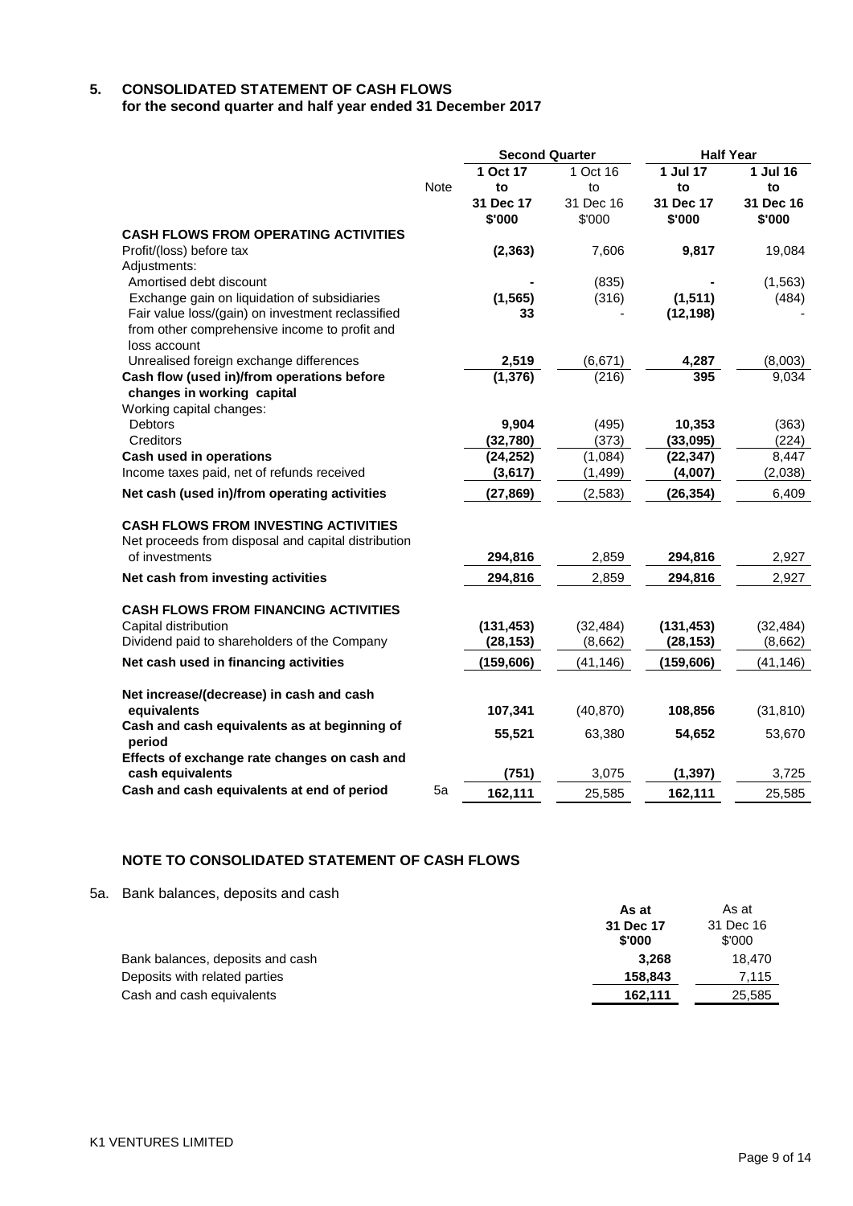## 5. CONSOLIDATED STATEMENT OF CASH FLOWS
**for the second quarter and half year ended 31 December 2017**

| | Note | Second Quarter | | Half Year | |
|---|---|---|---|---|---|
| | | **1 Oct 17 to 31 Dec 17 $'000** | 1 Oct 16 to 31 Dec 16 $'000 | **1 Jul 17 to 31 Dec 17 $'000** | **1 Jul 16 to 31 Dec 16 $'000** |
| **CASH FLOWS FROM OPERATING ACTIVITIES** | | | | | |
| Profit/(loss) before tax | | **(2,363)** | 7,606 | **9,817** | 19,084 |
| Adjustments: | | | | | |
| Amortised debt discount | | **-** | (835) | **-** | (1,563) |
| Exchange gain on liquidation of subsidiaries | | **(1,565)** | (316) | **(1,511)** | (484) |
| Fair value loss/(gain) on investment reclassified from other comprehensive income to profit and loss account | | **33** | - | **(12,198)** | - |
| Unrealised foreign exchange differences | | **2,519** | (6,671) | **4,287** | (8,003) |
| **Cash flow (used in)/from operations before changes in working capital** | | **(1,376)** | (216) | **395** | 9,034 |
| Working capital changes: | | | | | |
| Debtors | | **9,904** | (495) | **10,353** | (363) |
| Creditors | | **(32,780)** | (373) | **(33,095)** | (224) |
| **Cash used in operations** | | **(24,252)** | (1,084) | **(22,347)** | 8,447 |
| Income taxes paid, net of refunds received | | **(3,617)** | (1,499) | **(4,007)** | (2,038) |
| **Net cash (used in)/from operating activities** | | **(27,869)** | (2,583) | **(26,354)** | 6,409 |
| **CASH FLOWS FROM INVESTING ACTIVITIES** | | | | | |
| Net proceeds from disposal and capital distribution of investments | | **294,816** | 2,859 | **294,816** | 2,927 |
| **Net cash from investing activities** | | **294,816** | 2,859 | **294,816** | 2,927 |
| **CASH FLOWS FROM FINANCING ACTIVITIES** | | | | | |
| Capital distribution | | **(131,453)** | (32,484) | **(131,453)** | (32,484) |
| Dividend paid to shareholders of the Company | | **(28,153)** | (8,662) | **(28,153)** | (8,662) |
| **Net cash used in financing activities** | | **(159,606)** | (41,146) | **(159,606)** | (41,146) |
| **Net increase/(decrease) in cash and cash equivalents** | | **107,341** | (40,870) | **108,856** | (31,810) |
| **Cash and cash equivalents as at beginning of period** | | **55,521** | 63,380 | **54,652** | 53,670 |
| **Effects of exchange rate changes on cash and cash equivalents** | | **(751)** | 3,075 | **(1,397)** | 3,725 |
| **Cash and cash equivalents at end of period** | 5a | **162,111** | 25,585 | **162,111** | 25,585 |

### NOTE TO CONSOLIDATED STATEMENT OF CASH FLOWS

5a. Bank balances, deposits and cash

| | **As at 31 Dec 17 $'000** | As at 31 Dec 16 $'000 |
|---|---|---|
| Bank balances, deposits and cash | **3,268** | 18,470 |
| Deposits with related parties | **158,843** | 7,115 |
| Cash and cash equivalents | **162,111** | 25,585 |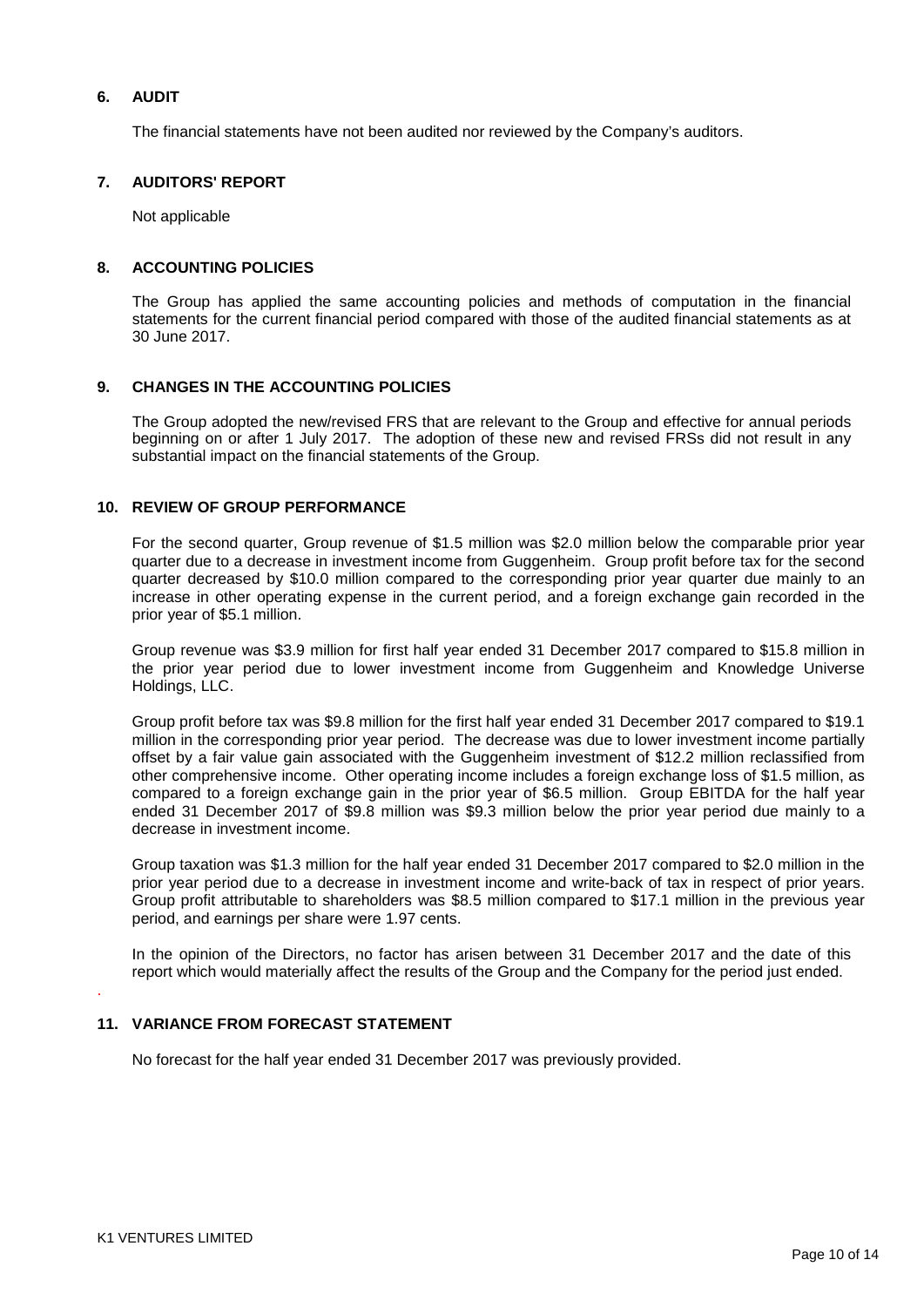## 6. AUDIT

The financial statements have not been audited nor reviewed by the Company's auditors.

## 7. AUDITORS' REPORT

Not applicable

## 8. ACCOUNTING POLICIES

The Group has applied the same accounting policies and methods of computation in the financial statements for the current financial period compared with those of the audited financial statements as at 30 June 2017.

## 9. CHANGES IN THE ACCOUNTING POLICIES

The Group adopted the new/revised FRS that are relevant to the Group and effective for annual periods beginning on or after 1 July 2017. The adoption of these new and revised FRSs did not result in any substantial impact on the financial statements of the Group.

## 10. REVIEW OF GROUP PERFORMANCE

For the second quarter, Group revenue of $1.5 million was $2.0 million below the comparable prior year quarter due to a decrease in investment income from Guggenheim. Group profit before tax for the second quarter decreased by $10.0 million compared to the corresponding prior year quarter due mainly to an increase in other operating expense in the current period, and a foreign exchange gain recorded in the prior year of $5.1 million.

Group revenue was $3.9 million for first half year ended 31 December 2017 compared to $15.8 million in the prior year period due to lower investment income from Guggenheim and Knowledge Universe Holdings, LLC.

Group profit before tax was $9.8 million for the first half year ended 31 December 2017 compared to $19.1 million in the corresponding prior year period. The decrease was due to lower investment income partially offset by a fair value gain associated with the Guggenheim investment of $12.2 million reclassified from other comprehensive income. Other operating income includes a foreign exchange loss of $1.5 million, as compared to a foreign exchange gain in the prior year of $6.5 million. Group EBITDA for the half year ended 31 December 2017 of $9.8 million was $9.3 million below the prior year period due mainly to a decrease in investment income.

Group taxation was $1.3 million for the half year ended 31 December 2017 compared to $2.0 million in the prior year period due to a decrease in investment income and write-back of tax in respect of prior years. Group profit attributable to shareholders was $8.5 million compared to $17.1 million in the previous year period, and earnings per share were 1.97 cents.

In the opinion of the Directors, no factor has arisen between 31 December 2017 and the date of this report which would materially affect the results of the Group and the Company for the period just ended.

## 11. VARIANCE FROM FORECAST STATEMENT

No forecast for the half year ended 31 December 2017 was previously provided.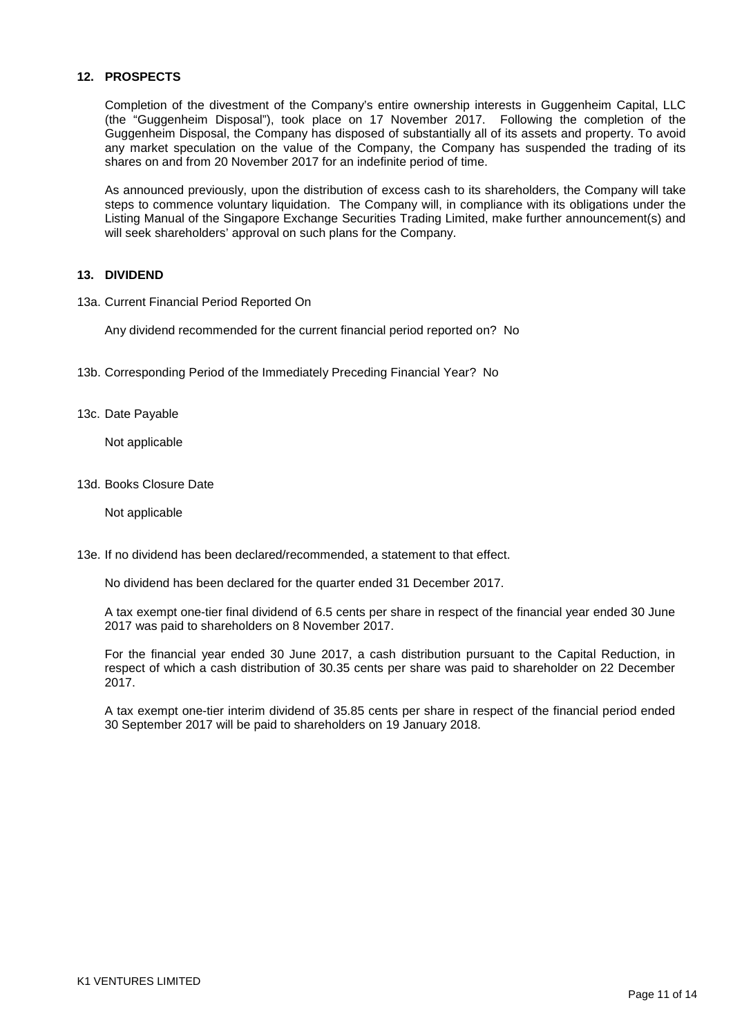## 12. PROSPECTS

Completion of the divestment of the Company's entire ownership interests in Guggenheim Capital, LLC (the "Guggenheim Disposal"), took place on 17 November 2017. Following the completion of the Guggenheim Disposal, the Company has disposed of substantially all of its assets and property. To avoid any market speculation on the value of the Company, the Company has suspended the trading of its shares on and from 20 November 2017 for an indefinite period of time.

As announced previously, upon the distribution of excess cash to its shareholders, the Company will take steps to commence voluntary liquidation. The Company will, in compliance with its obligations under the Listing Manual of the Singapore Exchange Securities Trading Limited, make further announcement(s) and will seek shareholders' approval on such plans for the Company.

## 13. DIVIDEND

13a. Current Financial Period Reported On

Any dividend recommended for the current financial period reported on? No

13b. Corresponding Period of the Immediately Preceding Financial Year? No

13c. Date Payable

Not applicable

13d. Books Closure Date

Not applicable

13e. If no dividend has been declared/recommended, a statement to that effect.

No dividend has been declared for the quarter ended 31 December 2017.

A tax exempt one-tier final dividend of 6.5 cents per share in respect of the financial year ended 30 June 2017 was paid to shareholders on 8 November 2017.

For the financial year ended 30 June 2017, a cash distribution pursuant to the Capital Reduction, in respect of which a cash distribution of 30.35 cents per share was paid to shareholder on 22 December 2017.

A tax exempt one-tier interim dividend of 35.85 cents per share in respect of the financial period ended 30 September 2017 will be paid to shareholders on 19 January 2018.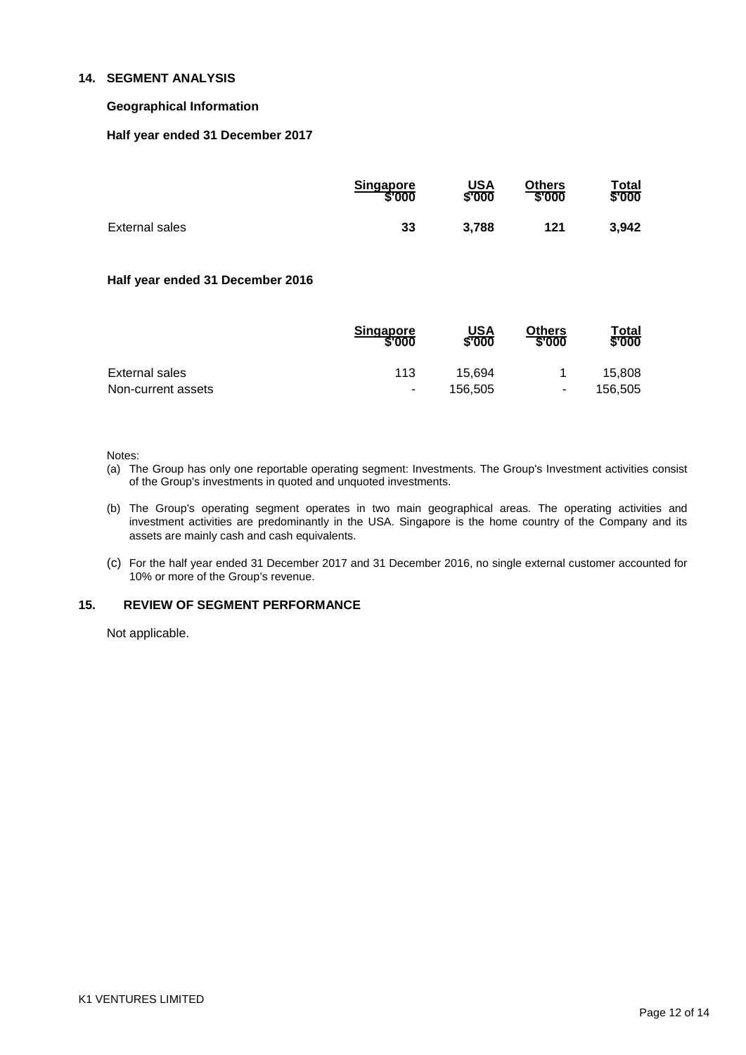## 14. SEGMENT ANALYSIS

### Geographical Information

**Half year ended 31 December 2017**

| | Singapore<br>$'000 | USA<br>$'000 | Others<br>$'000 | Total<br>$'000 |
|---|---|---|---|---|
| External sales | **33** | **3,788** | **121** | **3,942** |

**Half year ended 31 December 2016**

| | Singapore<br>$'000 | USA<br>$'000 | Others<br>$'000 | Total<br>$'000 |
|---|---|---|---|---|
| External sales | 113 | 15,694 | 1 | 15,808 |
| Non-current assets | - | 156,505 | - | 156,505 |

Notes:

(a) The Group has only one reportable operating segment: Investments. The Group's Investment activities consist of the Group's investments in quoted and unquoted investments.

(b) The Group's operating segment operates in two main geographical areas. The operating activities and investment activities are predominantly in the USA. Singapore is the home country of the Company and its assets are mainly cash and cash equivalents.

(c) For the half year ended 31 December 2017 and 31 December 2016, no single external customer accounted for 10% or more of the Group's revenue.

## 15. REVIEW OF SEGMENT PERFORMANCE

Not applicable.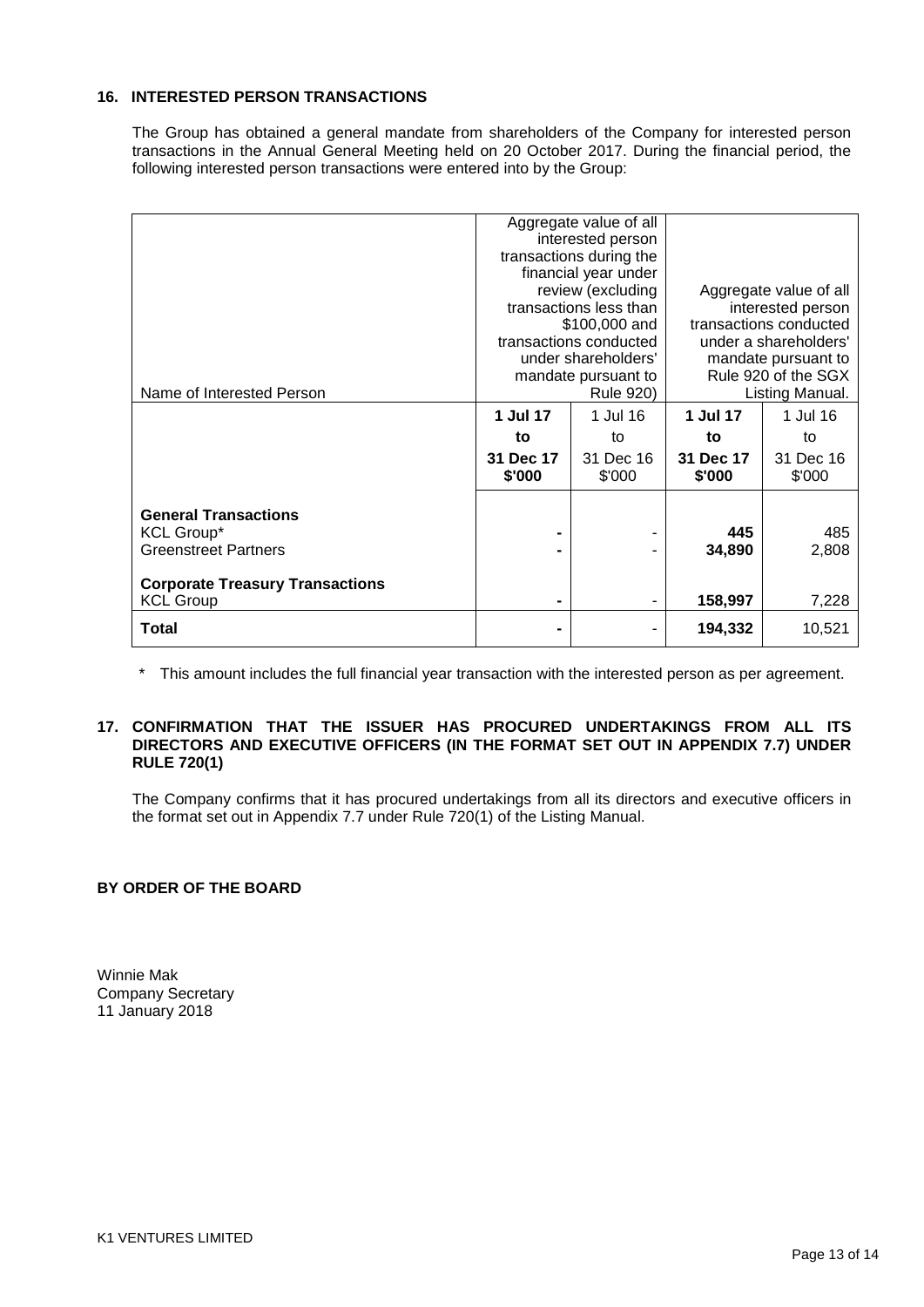## 16. INTERESTED PERSON TRANSACTIONS

The Group has obtained a general mandate from shareholders of the Company for interested person transactions in the Annual General Meeting held on 20 October 2017. During the financial period, the following interested person transactions were entered into by the Group:

| Name of Interested Person | Aggregate value of all interested person transactions during the financial year under review (excluding transactions less than $100,000 and transactions conducted under shareholders' mandate pursuant to Rule 920) | | Aggregate value of all interested person transactions conducted under a shareholders' mandate pursuant to Rule 920 of the SGX Listing Manual. | |
|---|---|---|---|---|
| | **1 Jul 17 to 31 Dec 17 $'000** | 1 Jul 16 to 31 Dec 16 $'000 | **1 Jul 17 to 31 Dec 17 $'000** | 1 Jul 16 to 31 Dec 16 $'000 |
| **General Transactions** | | | | |
| KCL Group* | **-** | - | **445** | 485 |
| Greenstreet Partners | **-** | - | **34,890** | 2,808 |
| **Corporate Treasury Transactions** | | | | |
| KCL Group | **-** | - | **158,997** | 7,228 |
| **Total** | **-** | - | **194,332** | 10,521 |

\* This amount includes the full financial year transaction with the interested person as per agreement.

## 17. CONFIRMATION THAT THE ISSUER HAS PROCURED UNDERTAKINGS FROM ALL ITS DIRECTORS AND EXECUTIVE OFFICERS (IN THE FORMAT SET OUT IN APPENDIX 7.7) UNDER RULE 720(1)

The Company confirms that it has procured undertakings from all its directors and executive officers in the format set out in Appendix 7.7 under Rule 720(1) of the Listing Manual.

**BY ORDER OF THE BOARD**

Winnie Mak
Company Secretary
11 January 2018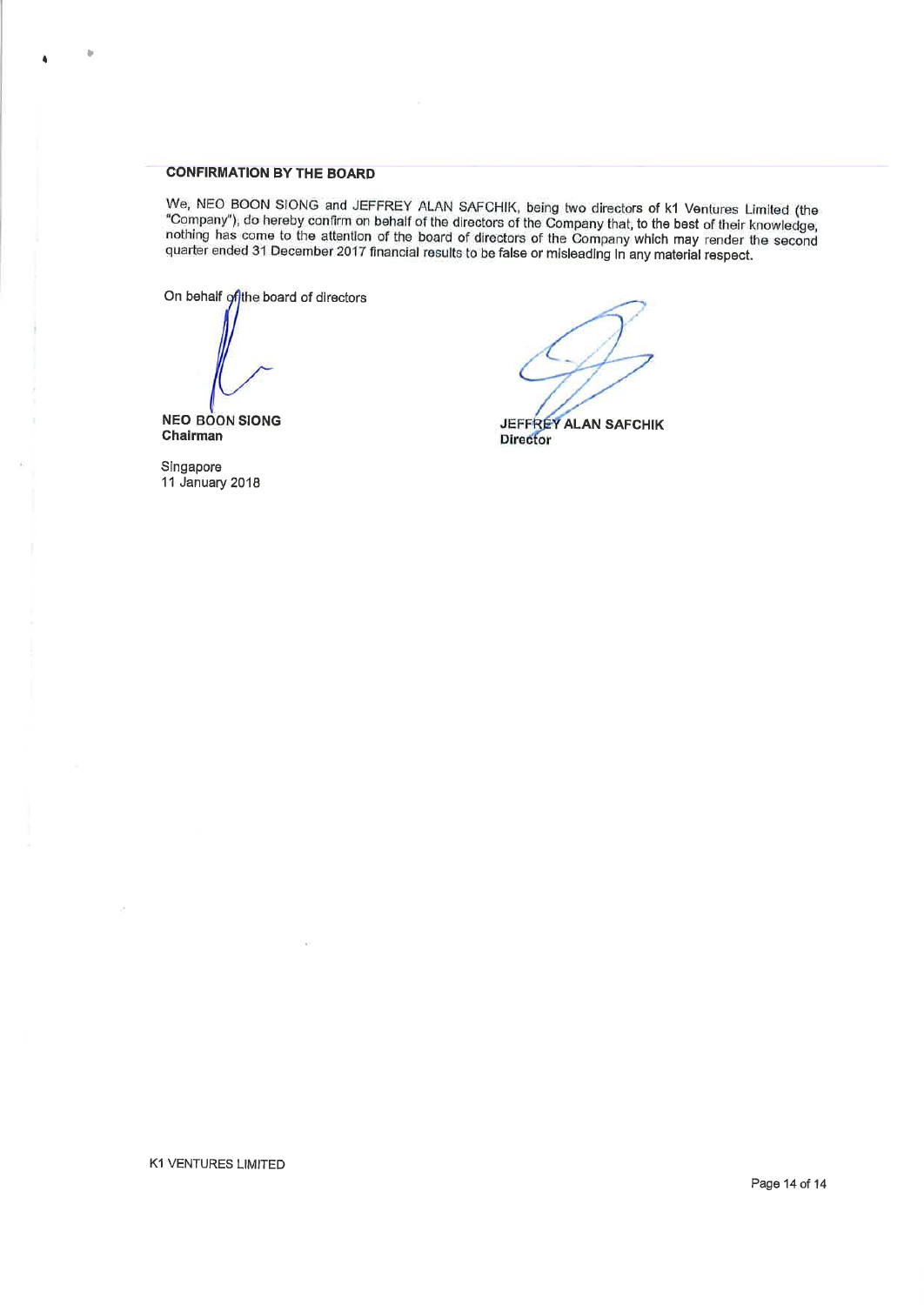## CONFIRMATION BY THE BOARD

We, NEO BOON SIONG and JEFFREY ALAN SAFCHIK, being two directors of k1 Ventures Limited (the "Company"), do hereby confirm on behalf of the directors of the Company that, to the best of their knowledge, nothing has come to the attention of the board of directors of the Company which may render the second quarter ended 31 December 2017 financial results to be false or misleading in any material respect.

On behalf of the board of directors

**NEO BOON SIONG**
**Chairman**

**JEFFREY ALAN SAFCHIK**
**Director**

Singapore
11 January 2018